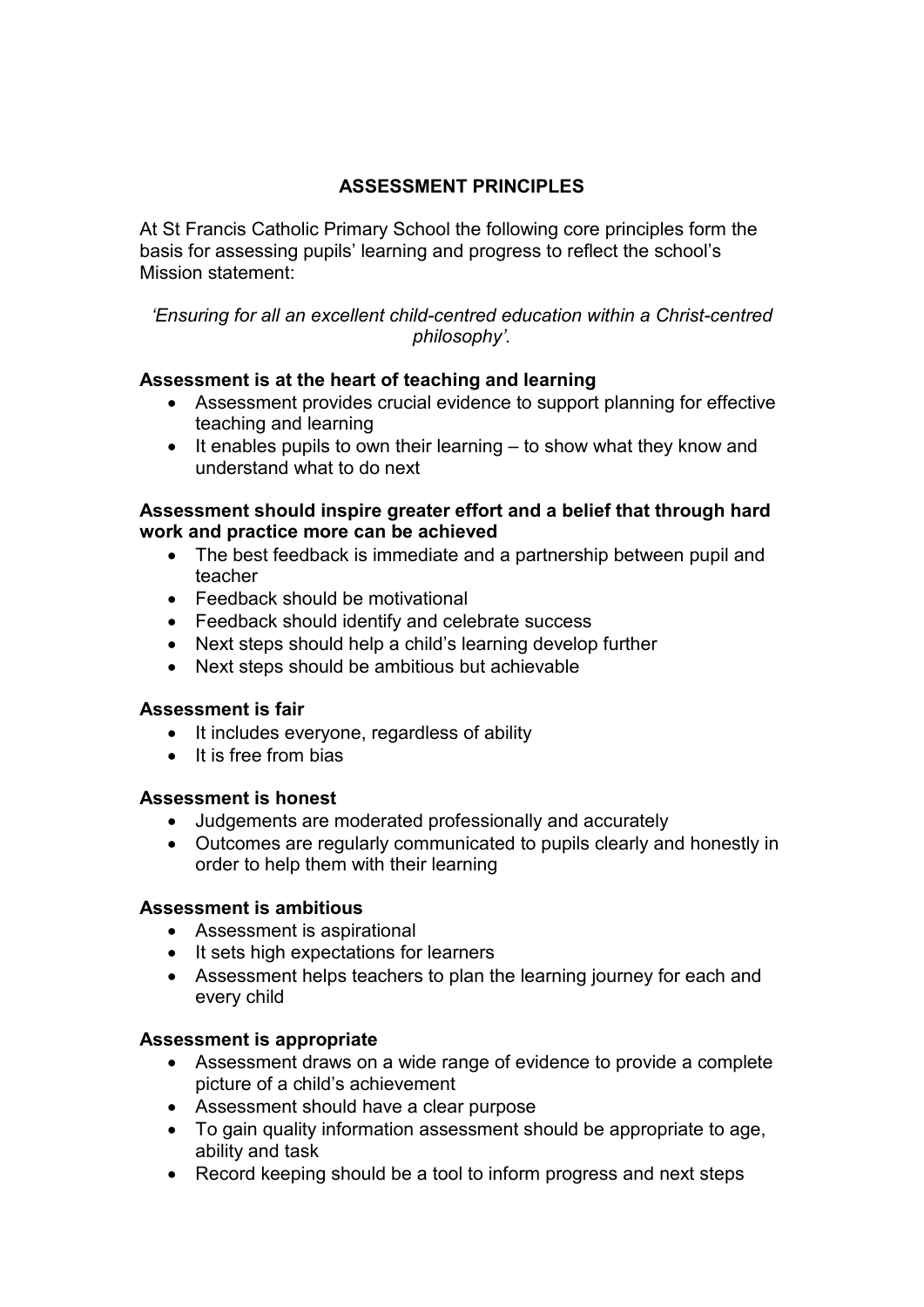# ASSESSMENT PRINCIPLES

At St Francis Catholic Primary School the following core principles form the basis for assessing pupils' learning and progress to reflect the school's Mission statement:

*'Ensuring for all an excellent child-centred education within a Christ-centred philosophy'.*

**Assessment is at the heart of teaching and learning**

- Assessment provides crucial evidence to support planning for effective teaching and learning
- It enables pupils to own their learning – to show what they know and understand what to do next

**Assessment should inspire greater effort and a belief that through hard work and practice more can be achieved**

- The best feedback is immediate and a partnership between pupil and teacher
- Feedback should be motivational
- Feedback should identify and celebrate success
- Next steps should help a child's learning develop further
- Next steps should be ambitious but achievable

**Assessment is fair**

- It includes everyone, regardless of ability
- It is free from bias

**Assessment is honest**

- Judgements are moderated professionally and accurately
- Outcomes are regularly communicated to pupils clearly and honestly in order to help them with their learning

**Assessment is ambitious**

- Assessment is aspirational
- It sets high expectations for learners
- Assessment helps teachers to plan the learning journey for each and every child

**Assessment is appropriate**

- Assessment draws on a wide range of evidence to provide a complete picture of a child's achievement
- Assessment should have a clear purpose
- To gain quality information assessment should be appropriate to age, ability and task
- Record keeping should be a tool to inform progress and next steps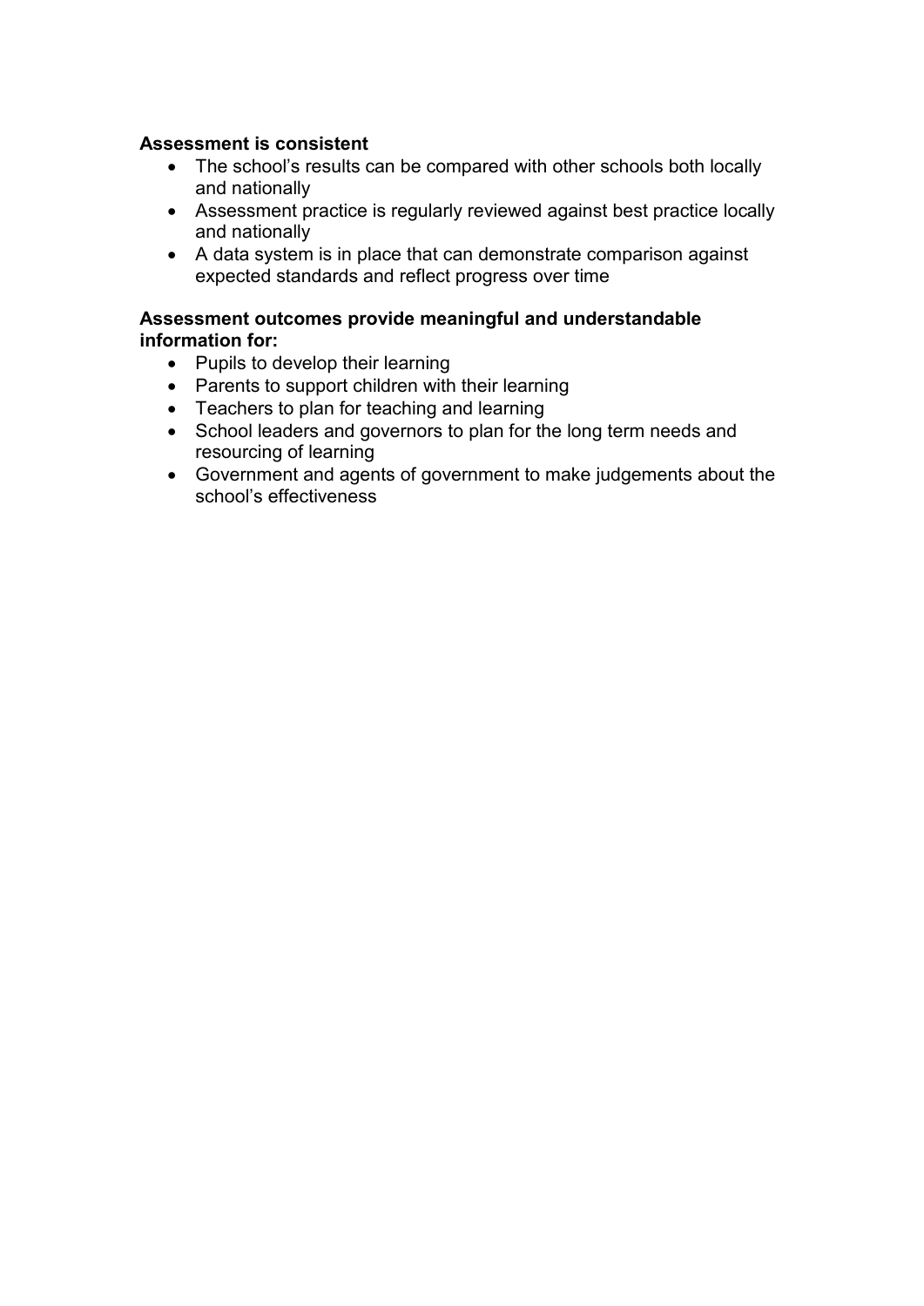**Assessment is consistent**

- The school's results can be compared with other schools both locally and nationally
- Assessment practice is regularly reviewed against best practice locally and nationally
- A data system is in place that can demonstrate comparison against expected standards and reflect progress over time

**Assessment outcomes provide meaningful and understandable information for:**

- Pupils to develop their learning
- Parents to support children with their learning
- Teachers to plan for teaching and learning
- School leaders and governors to plan for the long term needs and resourcing of learning
- Government and agents of government to make judgements about the school's effectiveness